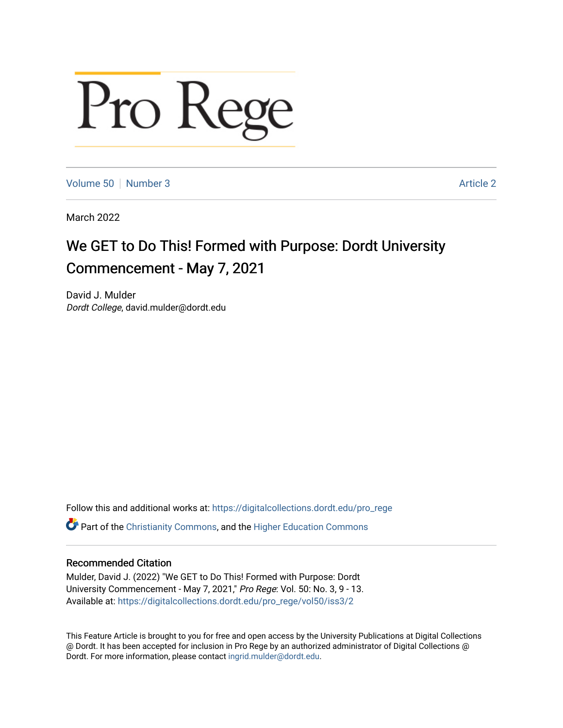# Pro Rege

Volume 50 | Number 3 | Article 2

March 2022

## We GET to Do This! Formed with Purpose: Dordt University Commencement - May 7, 2021

David J. Mulder
*Dordt College*, david.mulder@dordt.edu

Follow this and additional works at: https://digitalcollections.dordt.edu/pro_rege

Part of the Christianity Commons, and the Higher Education Commons

### Recommended Citation

Mulder, David J. (2022) "We GET to Do This! Formed with Purpose: Dordt University Commencement - May 7, 2021," *Pro Rege*: Vol. 50: No. 3, 9 - 13.
Available at: https://digitalcollections.dordt.edu/pro_rege/vol50/iss3/2

This Feature Article is brought to you for free and open access by the University Publications at Digital Collections @ Dordt. It has been accepted for inclusion in Pro Rege by an authorized administrator of Digital Collections @ Dordt. For more information, please contact ingrid.mulder@dordt.edu.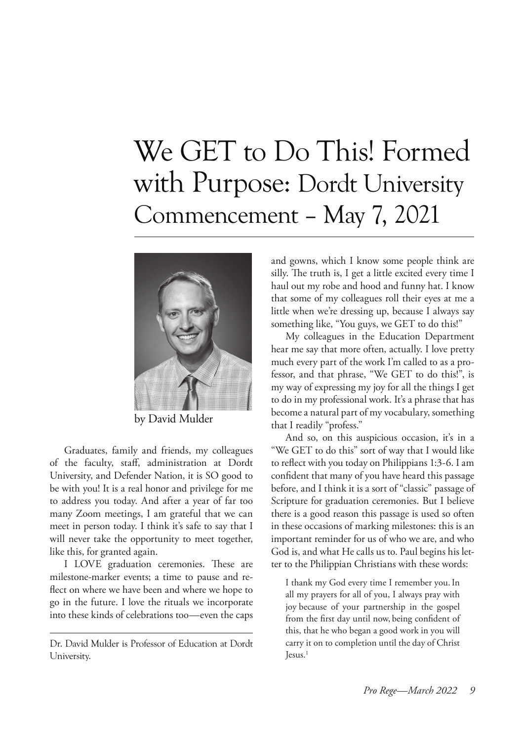# We GET to Do This! Formed with Purpose: Dordt University Commencement – May 7, 2021

by David Mulder

Dr. David Mulder is Professor of Education at Dordt University.

Graduates, family and friends, my colleagues of the faculty, staff, administration at Dordt University, and Defender Nation, it is SO good to be with you! It is a real honor and privilege for me to address you today. And after a year of far too many Zoom meetings, I am grateful that we can meet in person today. I think it's safe to say that I will never take the opportunity to meet together, like this, for granted again.

I LOVE graduation ceremonies. These are milestone-marker events; a time to pause and reflect on where we have been and where we hope to go in the future. I love the rituals we incorporate into these kinds of celebrations too—even the caps and gowns, which I know some people think are silly. The truth is, I get a little excited every time I haul out my robe and hood and funny hat. I know that some of my colleagues roll their eyes at me a little when we're dressing up, because I always say something like, "You guys, we GET to do this!"

My colleagues in the Education Department hear me say that more often, actually. I love pretty much every part of the work I'm called to as a professor, and that phrase, "We GET to do this!", is my way of expressing my joy for all the things I get to do in my professional work. It's a phrase that has become a natural part of my vocabulary, something that I readily "profess."

And so, on this auspicious occasion, it's in a "We GET to do this" sort of way that I would like to reflect with you today on Philippians 1:3-6. I am confident that many of you have heard this passage before, and I think it is a sort of "classic" passage of Scripture for graduation ceremonies. But I believe there is a good reason this passage is used so often in these occasions of marking milestones: this is an important reminder for us of who we are, and who God is, and what He calls us to. Paul begins his letter to the Philippian Christians with these words:

> I thank my God every time I remember you. In all my prayers for all of you, I always pray with joy because of your partnership in the gospel from the first day until now, being confident of this, that he who began a good work in you will carry it on to completion until the day of Christ Jesus.[1]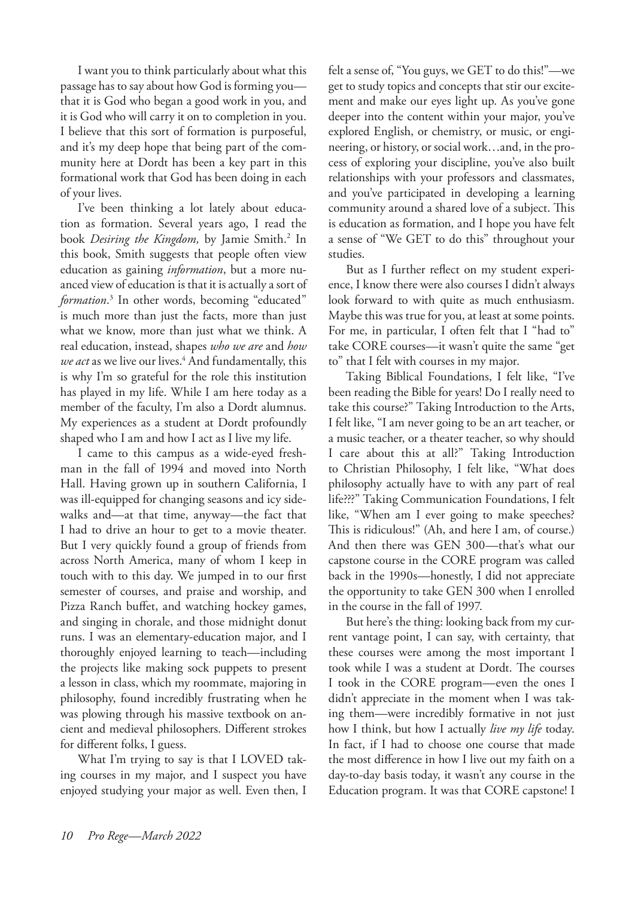I want you to think particularly about what this passage has to say about how God is forming you—that it is God who began a good work in you, and it is God who will carry it on to completion in you. I believe that this sort of formation is purposeful, and it's my deep hope that being part of the community here at Dordt has been a key part in this formational work that God has been doing in each of your lives.

I've been thinking a lot lately about education as formation. Several years ago, I read the book *Desiring the Kingdom,* by Jamie Smith.[2] In this book, Smith suggests that people often view education as gaining *information*, but a more nuanced view of education is that it is actually a sort of *formation*.[3] In other words, becoming "educated" is much more than just the facts, more than just what we know, more than just what we think. A real education, instead, shapes *who we are* and *how we act* as we live our lives.[4] And fundamentally, this is why I'm so grateful for the role this institution has played in my life. While I am here today as a member of the faculty, I'm also a Dordt alumnus. My experiences as a student at Dordt profoundly shaped who I am and how I act as I live my life.

I came to this campus as a wide-eyed freshman in the fall of 1994 and moved into North Hall. Having grown up in southern California, I was ill-equipped for changing seasons and icy sidewalks and—at that time, anyway—the fact that I had to drive an hour to get to a movie theater. But I very quickly found a group of friends from across North America, many of whom I keep in touch with to this day. We jumped in to our first semester of courses, and praise and worship, and Pizza Ranch buffet, and watching hockey games, and singing in chorale, and those midnight donut runs. I was an elementary-education major, and I thoroughly enjoyed learning to teach—including the projects like making sock puppets to present a lesson in class, which my roommate, majoring in philosophy, found incredibly frustrating when he was plowing through his massive textbook on ancient and medieval philosophers. Different strokes for different folks, I guess.

What I'm trying to say is that I LOVED taking courses in my major, and I suspect you have enjoyed studying your major as well. Even then, I felt a sense of, "You guys, we GET to do this!"—we get to study topics and concepts that stir our excitement and make our eyes light up. As you've gone deeper into the content within your major, you've explored English, or chemistry, or music, or engineering, or history, or social work…and, in the process of exploring your discipline, you've also built relationships with your professors and classmates, and you've participated in developing a learning community around a shared love of a subject. This is education as formation, and I hope you have felt a sense of "We GET to do this" throughout your studies.

But as I further reflect on my student experience, I know there were also courses I didn't always look forward to with quite as much enthusiasm. Maybe this was true for you, at least at some points. For me, in particular, I often felt that I "had to" take CORE courses—it wasn't quite the same "get to" that I felt with courses in my major.

Taking Biblical Foundations, I felt like, "I've been reading the Bible for years! Do I really need to take this course?" Taking Introduction to the Arts, I felt like, "I am never going to be an art teacher, or a music teacher, or a theater teacher, so why should I care about this at all?" Taking Introduction to Christian Philosophy, I felt like, "What does philosophy actually have to with any part of real life???" Taking Communication Foundations, I felt like, "When am I ever going to make speeches? This is ridiculous!" (Ah, and here I am, of course.) And then there was GEN 300—that's what our capstone course in the CORE program was called back in the 1990s—honestly, I did not appreciate the opportunity to take GEN 300 when I enrolled in the course in the fall of 1997.

But here's the thing: looking back from my current vantage point, I can say, with certainty, that these courses were among the most important I took while I was a student at Dordt. The courses I took in the CORE program—even the ones I didn't appreciate in the moment when I was taking them—were incredibly formative in not just how I think, but how I actually *live my life* today. In fact, if I had to choose one course that made the most difference in how I live out my faith on a day-to-day basis today, it wasn't any course in the Education program. It was that CORE capstone! I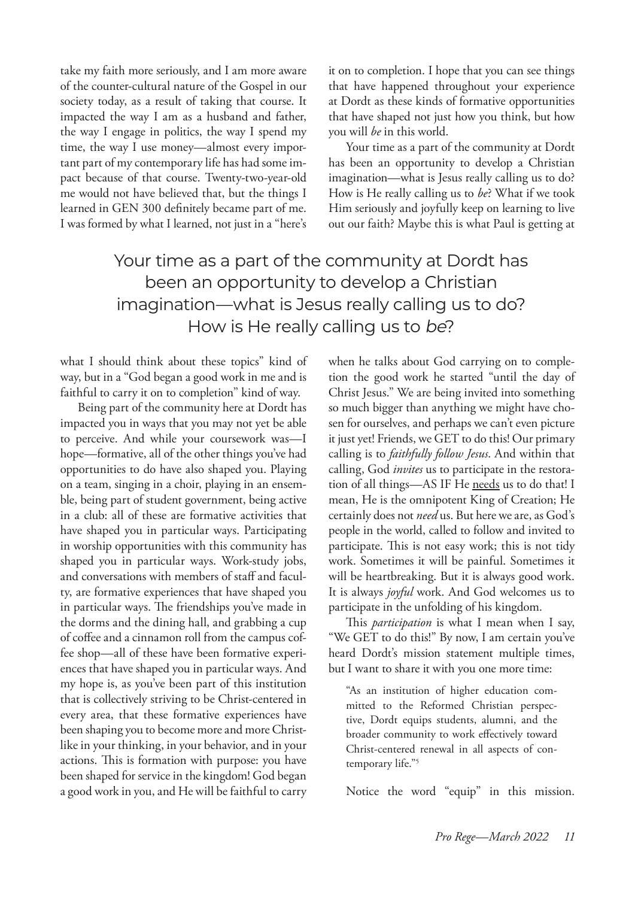take my faith more seriously, and I am more aware of the counter-cultural nature of the Gospel in our society today, as a result of taking that course. It impacted the way I am as a husband and father, the way I engage in politics, the way I spend my time, the way I use money—almost every important part of my contemporary life has had some impact because of that course. Twenty-two-year-old me would not have believed that, but the things I learned in GEN 300 definitely became part of me. I was formed by what I learned, not just in a "here's what I should think about these topics" kind of way, but in a "God began a good work in me and is faithful to carry it on to completion" kind of way.

Being part of the community here at Dordt has impacted you in ways that you may not yet be able to perceive. And while your coursework was—I hope—formative, all of the other things you've had opportunities to do have also shaped you. Playing on a team, singing in a choir, playing in an ensemble, being part of student government, being active in a club: all of these are formative activities that have shaped you in particular ways. Participating in worship opportunities with this community has shaped you in particular ways. Work-study jobs, and conversations with members of staff and faculty, are formative experiences that have shaped you in particular ways. The friendships you've made in the dorms and the dining hall, and grabbing a cup of coffee and a cinnamon roll from the campus coffee shop—all of these have been formative experiences that have shaped you in particular ways. And my hope is, as you've been part of this institution that is collectively striving to be Christ-centered in every area, that these formative experiences have been shaping you to become more and more Christ-like in your thinking, in your behavior, and in your actions. This is formation with purpose: you have been shaped for service in the kingdom! God began a good work in you, and He will be faithful to carry it on to completion. I hope that you can see things that have happened throughout your experience at Dordt as these kinds of formative opportunities that have shaped not just how you think, but how you will *be* in this world.

Your time as a part of the community at Dordt has been an opportunity to develop a Christian imagination—what is Jesus really calling us to do? How is He really calling us to *be*? What if we took Him seriously and joyfully keep on learning to live out our faith? Maybe this is what Paul is getting at when he talks about God carrying on to completion the good work he started "until the day of Christ Jesus." We are being invited into something so much bigger than anything we might have chosen for ourselves, and perhaps we can't even picture it just yet! Friends, we GET to do this! Our primary calling is to *faithfully follow Jesus*. And within that calling, God *invites* us to participate in the restoration of all things—AS IF He <u>needs</u> us to do that! I mean, He is the omnipotent King of Creation; He certainly does not *need* us. But here we are, as God's people in the world, called to follow and invited to participate. This is not easy work; this is not tidy work. Sometimes it will be painful. Sometimes it will be heartbreaking. But it is always good work. It is always *joyful* work. And God welcomes us to participate in the unfolding of his kingdom.

> Your time as a part of the community at Dordt has been an opportunity to develop a Christian imagination—what is Jesus really calling us to do? How is He really calling us to *be*?

This *participation* is what I mean when I say, "We GET to do this!" By now, I am certain you've heard Dordt's mission statement multiple times, but I want to share it with you one more time:

> "As an institution of higher education committed to the Reformed Christian perspective, Dordt equips students, alumni, and the broader community to work effectively toward Christ-centered renewal in all aspects of contemporary life."[5]

Notice the word "equip" in this mission.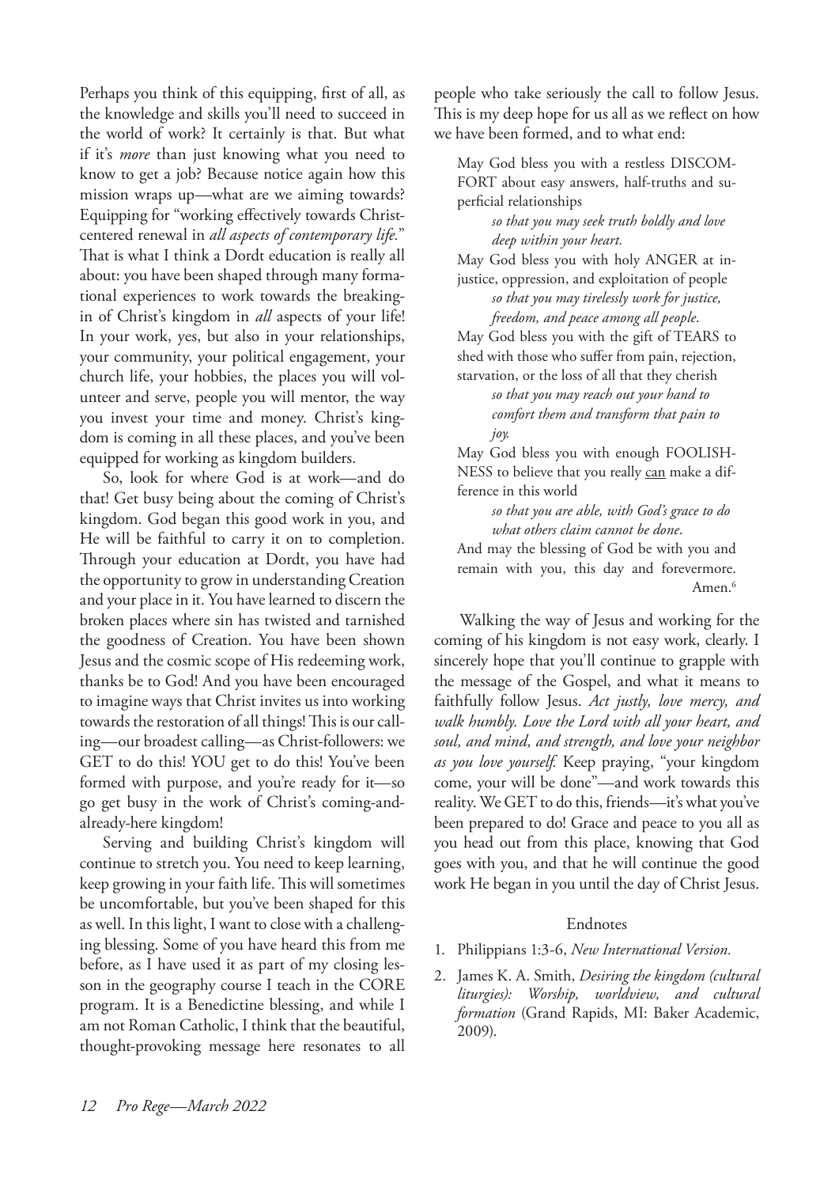Perhaps you think of this equipping, first of all, as the knowledge and skills you'll need to succeed in the world of work? It certainly is that. But what if it's *more* than just knowing what you need to know to get a job? Because notice again how this mission wraps up—what are we aiming towards? Equipping for "working effectively towards Christ-centered renewal in *all aspects of contemporary life.*" That is what I think a Dordt education is really all about: you have been shaped through many formational experiences to work towards the breaking-in of Christ's kingdom in *all* aspects of your life! In your work, yes, but also in your relationships, your community, your political engagement, your church life, your hobbies, the places you will volunteer and serve, people you will mentor, the way you invest your time and money. Christ's kingdom is coming in all these places, and you've been equipped for working as kingdom builders.

So, look for where God is at work—and do that! Get busy being about the coming of Christ's kingdom. God began this good work in you, and He will be faithful to carry it on to completion. Through your education at Dordt, you have had the opportunity to grow in understanding Creation and your place in it. You have learned to discern the broken places where sin has twisted and tarnished the goodness of Creation. You have been shown Jesus and the cosmic scope of His redeeming work, thanks be to God! And you have been encouraged to imagine ways that Christ invites us into working towards the restoration of all things! This is our calling—our broadest calling—as Christ-followers: we GET to do this! YOU get to do this! You've been formed with purpose, and you're ready for it—so go get busy in the work of Christ's coming-and-already-here kingdom!

Serving and building Christ's kingdom will continue to stretch you. You need to keep learning, keep growing in your faith life. This will sometimes be uncomfortable, but you've been shaped for this as well. In this light, I want to close with a challenging blessing. Some of you have heard this from me before, as I have used it as part of my closing lesson in the geography course I teach in the CORE program. It is a Benedictine blessing, and while I am not Roman Catholic, I think that the beautiful, thought-provoking message here resonates to all people who take seriously the call to follow Jesus. This is my deep hope for us all as we reflect on how we have been formed, and to what end:

> May God bless you with a restless DISCOMFORT about easy answers, half-truths and superficial relationships
>
> *so that you may seek truth boldly and love deep within your heart.*
>
> May God bless you with holy ANGER at injustice, oppression, and exploitation of people
>
> *so that you may tirelessly work for justice, freedom, and peace among all people.*
>
> May God bless you with the gift of TEARS to shed with those who suffer from pain, rejection, starvation, or the loss of all that they cherish
>
> *so that you may reach out your hand to comfort them and transform that pain to joy.*
>
> May God bless you with enough FOOLISHNESS to believe that you really <u>can</u> make a difference in this world
>
> *so that you are able, with God's grace to do what others claim cannot be done.*
>
> And may the blessing of God be with you and remain with you, this day and forevermore. Amen.[6]

Walking the way of Jesus and working for the coming of his kingdom is not easy work, clearly. I sincerely hope that you'll continue to grapple with the message of the Gospel, and what it means to faithfully follow Jesus. *Act justly, love mercy, and walk humbly. Love the Lord with all your heart, and soul, and mind, and strength, and love your neighbor as you love yourself.* Keep praying, "your kingdom come, your will be done"—and work towards this reality. We GET to do this, friends—it's what you've been prepared to do! Grace and peace to you all as you head out from this place, knowing that God goes with you, and that he will continue the good work He began in you until the day of Christ Jesus.

## Endnotes

1. Philippians 1:3-6, *New International Version.*
2. James K. A. Smith, *Desiring the kingdom (cultural liturgies): Worship, worldview, and cultural formation* (Grand Rapids, MI: Baker Academic, 2009).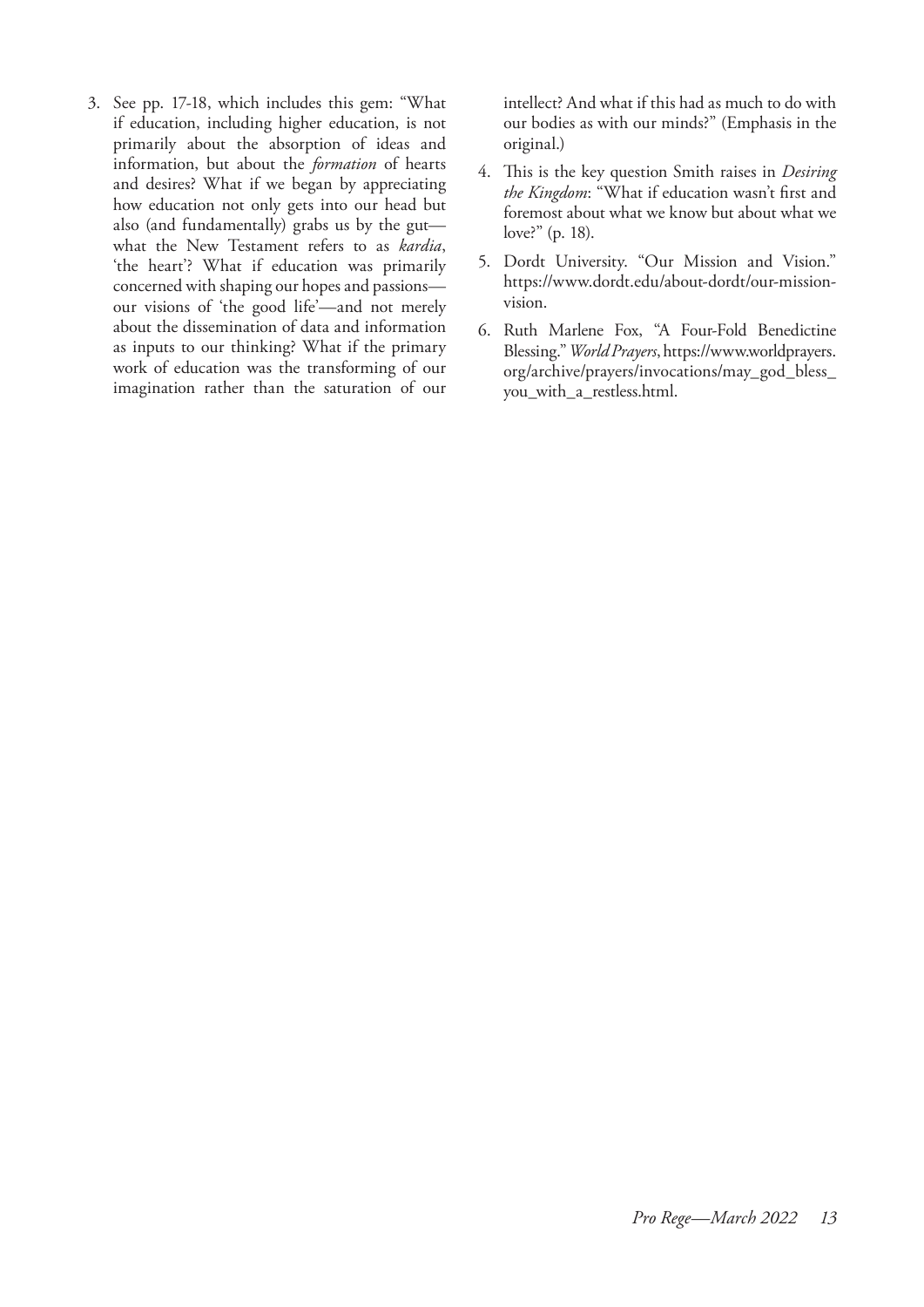3. See pp. 17-18, which includes this gem: "What if education, including higher education, is not primarily about the absorption of ideas and information, but about the *formation* of hearts and desires? What if we began by appreciating how education not only gets into our head but also (and fundamentally) grabs us by the gut—what the New Testament refers to as *kardia*, 'the heart'? What if education was primarily concerned with shaping our hopes and passions—our visions of 'the good life'—and not merely about the dissemination of data and information as inputs to our thinking? What if the primary work of education was the transforming of our imagination rather than the saturation of our intellect? And what if this had as much to do with our bodies as with our minds?" (Emphasis in the original.)
4. This is the key question Smith raises in *Desiring the Kingdom*: "What if education wasn't first and foremost about what we know but about what we love?" (p. 18).
5. Dordt University. "Our Mission and Vision." https://www.dordt.edu/about-dordt/our-mission-vision.
6. Ruth Marlene Fox, "A Four-Fold Benedictine Blessing." *World Prayers*, https://www.worldprayers.org/archive/prayers/invocations/may_god_bless_you_with_a_restless.html.